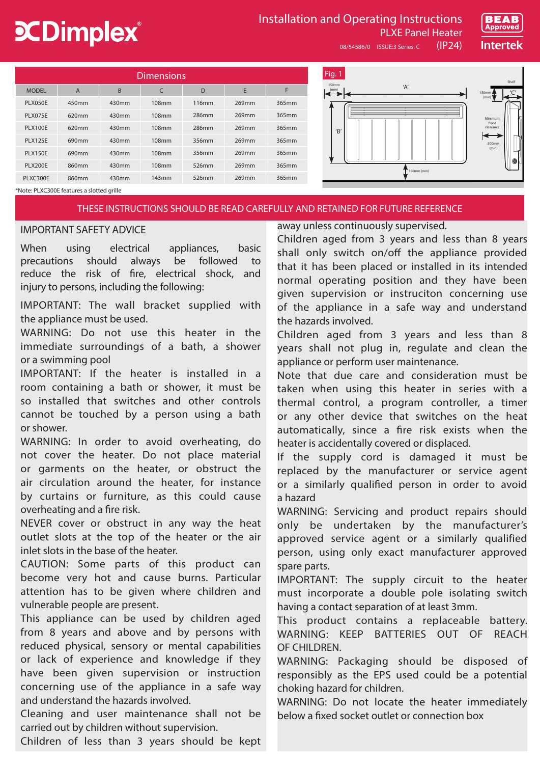# Dimplex

## Installation and Operating Instructions

PLXE Panel Heater

08/54586/0 ISSUE:3 Series: C (IP24)

BEAB Approved Intertek

| Dimensions | | | | | | |
|---|---|---|---|---|---|---|
| MODEL | A | B | C | D | E | F |
| PLX050E | 450mm | 430mm | 108mm | 116mm | 269mm | 365mm |
| PLX075E | 620mm | 430mm | 108mm | 286mm | 269mm | 365mm |
| PLX100E | 620mm | 430mm | 108mm | 286mm | 269mm | 365mm |
| PLX125E | 690mm | 430mm | 108mm | 356mm | 269mm | 365mm |
| PLX150E | 690mm | 430mm | 108mm | 356mm | 269mm | 365mm |
| PLX200E | 860mm | 430mm | 108mm | 526mm | 269mm | 365mm |
| PLXC300E | 860mm | 430mm | 143mm | 526mm | 269mm | 365mm |

*Note: PLXC300E features a slotted grille

Fig. 1

150mm (min) 'A' Shelf 150mm (min) 'C' 'B' Minimum front clearance 300mm (min) 150mm (min)

THESE INSTRUCTIONS SHOULD BE READ CAREFULLY AND RETAINED FOR FUTURE REFERENCE

## IMPORTANT SAFETY ADVICE

When using electrical appliances, basic precautions should always be followed to reduce the risk of fire, electrical shock, and injury to persons, including the following:

IMPORTANT: The wall bracket supplied with the appliance must be used.

WARNING: Do not use this heater in the immediate surroundings of a bath, a shower or a swimming pool

IMPORTANT: If the heater is installed in a room containing a bath or shower, it must be so installed that switches and other controls cannot be touched by a person using a bath or shower.

WARNING: In order to avoid overheating, do not cover the heater. Do not place material or garments on the heater, or obstruct the air circulation around the heater, for instance by curtains or furniture, as this could cause overheating and a fire risk.

NEVER cover or obstruct in any way the heat outlet slots at the top of the heater or the air inlet slots in the base of the heater.

CAUTION: Some parts of this product can become very hot and cause burns. Particular attention has to be given where children and vulnerable people are present.

This appliance can be used by children aged from 8 years and above and by persons with reduced physical, sensory or mental capabilities or lack of experience and knowledge if they have been given supervision or instruction concerning use of the appliance in a safe way and understand the hazards involved.

Cleaning and user maintenance shall not be carried out by children without supervision.

Children of less than 3 years should be kept away unless continuously supervised.

Children aged from 3 years and less than 8 years shall only switch on/off the appliance provided that it has been placed or installed in its intended normal operating position and they have been given supervision or instruciton concerning use of the appliance in a safe way and understand the hazards involved.

Children aged from 3 years and less than 8 years shall not plug in, regulate and clean the appliance or perform user maintenance.

Note that due care and consideration must be taken when using this heater in series with a thermal control, a program controller, a timer or any other device that switches on the heat automatically, since a fire risk exists when the heater is accidentally covered or displaced.

If the supply cord is damaged it must be replaced by the manufacturer or service agent or a similarly qualified person in order to avoid a hazard

WARNING: Servicing and product repairs should only be undertaken by the manufacturer's approved service agent or a similarly qualified person, using only exact manufacturer approved spare parts.

IMPORTANT: The supply circuit to the heater must incorporate a double pole isolating switch having a contact separation of at least 3mm.

This product contains a replaceable battery.
WARNING: KEEP BATTERIES OUT OF REACH OF CHILDREN.

WARNING: Packaging should be disposed of responsibly as the EPS used could be a potential choking hazard for children.

WARNING: Do not locate the heater immediately below a fixed socket outlet or connection box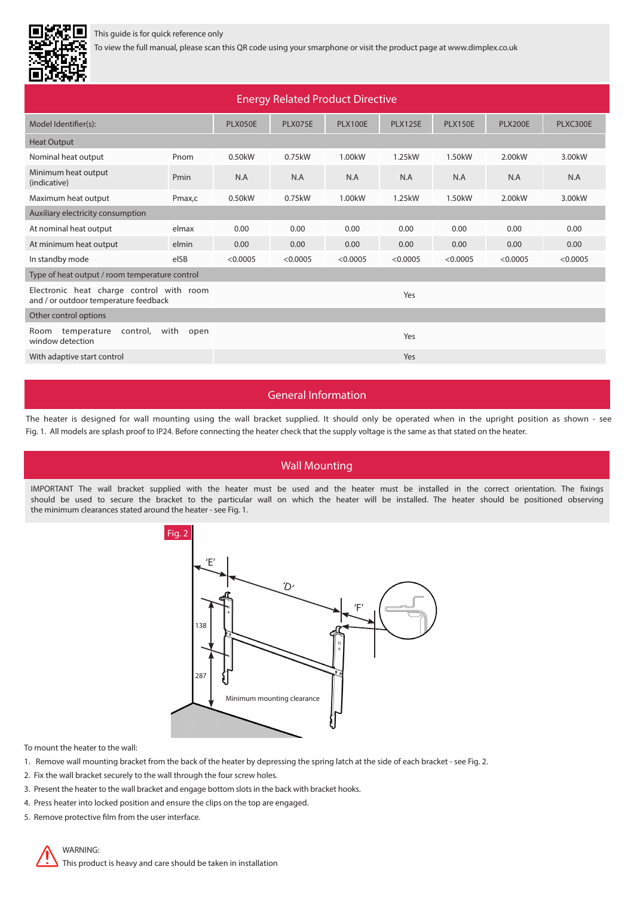This guide is for quick reference only

To view the full manual, please scan this QR code using your smarphone or visit the product page at www.dimplex.co.uk

## Energy Related Product Directive

| Model Identifier(s): | | PLX050E | PLX075E | PLX100E | PLX125E | PLX150E | PLX200E | PLXC300E |
|---|---|---|---|---|---|---|---|---|
| Heat Output | | | | | | | | |
| Nominal heat output | Pnom | 0.50kW | 0.75kW | 1.00kW | 1.25kW | 1.50kW | 2.00kW | 3.00kW |
| Minimum heat output (indicative) | Pmin | N.A | N.A | N.A | N.A | N.A | N.A | N.A |
| Maximum heat output | Pmax,c | 0.50kW | 0.75kW | 1.00kW | 1.25kW | 1.50kW | 2.00kW | 3.00kW |
| Auxiliary electricity consumption | | | | | | | | |
| At nominal heat output | elmax | 0.00 | 0.00 | 0.00 | 0.00 | 0.00 | 0.00 | 0.00 |
| At minimum heat output | elmin | 0.00 | 0.00 | 0.00 | 0.00 | 0.00 | 0.00 | 0.00 |
| In standby mode | elSB | <0.0005 | <0.0005 | <0.0005 | <0.0005 | <0.0005 | <0.0005 | <0.0005 |
| Type of heat output / room temperature control | | | | | | | | |
| Electronic heat charge control with room and / or outdoor temperature feedback | | Yes | | | | | | |
| Other control options | | | | | | | | |
| Room temperature control, with open window detection | | Yes | | | | | | |
| With adaptive start control | | Yes | | | | | | |

## General Information

The heater is designed for wall mounting using the wall bracket supplied. It should only be operated when in the upright position as shown - see Fig. 1. All models are splash proof to IP24. Before connecting the heater check that the supply voltage is the same as that stated on the heater.

## Wall Mounting

IMPORTANT The wall bracket supplied with the heater must be used and the heater must be installed in the correct orientation. The fixings should be used to secure the bracket to the particular wall on which the heater will be installed. The heater should be positioned observing the minimum clearances stated around the heater - see Fig. 1.

Fig. 2

'E' 'D' 'F' 138 287 Minimum mounting clearance

To mount the heater to the wall:

1. Remove wall mounting bracket from the back of the heater by depressing the spring latch at the side of each bracket - see Fig. 2.
2. Fix the wall bracket securely to the wall through the four screw holes.
3. Present the heater to the wall bracket and engage bottom slots in the back with bracket hooks.
4. Press heater into locked position and ensure the clips on the top are engaged.
5. Remove protective film from the user interface.

WARNING:
This product is heavy and care should be taken in installation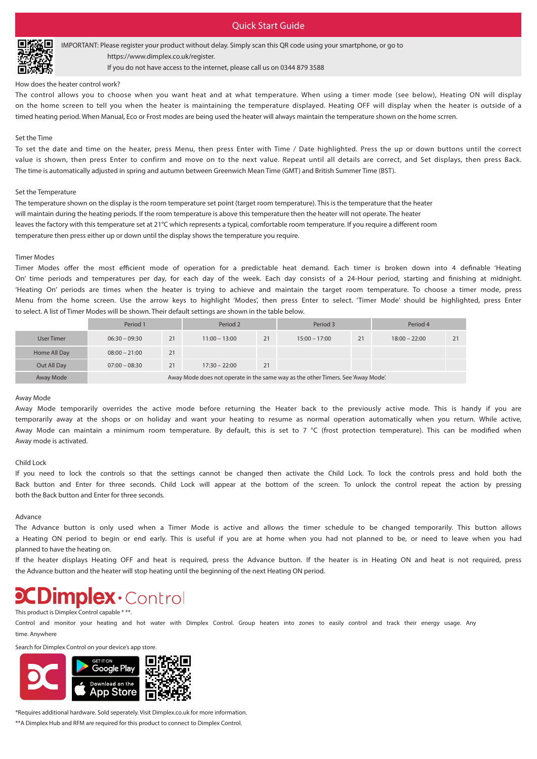# Quick Start Guide

IMPORTANT: Please register your product without delay. Simply scan this QR code using your smartphone, or go to https://www.dimplex.co.uk/register.
If you do not have access to the internet, please call us on 0344 879 3588

### How does the heater control work?

The control allows you to choose when you want heat and at what temperature. When using a timer mode (see below), Heating ON will display on the home screen to tell you when the heater is maintaining the temperature displayed. Heating OFF will display when the heater is outside of a timed heating period. When Manual, Eco or Frost modes are being used the heater will always maintain the temperature shown on the home scrren.

### Set the Time

To set the date and time on the heater, press Menu, then press Enter with Time / Date highlighted. Press the up or down buttons until the correct value is shown, then press Enter to confirm and move on to the next value. Repeat until all details are correct, and Set displays, then press Back. The time is automatically adjusted in spring and autumn between Greenwich Mean Time (GMT) and British Summer Time (BST).

### Set the Temperature

The temperature shown on the display is the room temperature set point (target room temperature). This is the temperature that the heater will maintain during the heating periods. If the room temperature is above this temperature then the heater will not operate. The heater leaves the factory with this temperature set at 21°C which represents a typical, comfortable room temperature. If you require a different room temperature then press either up or down until the display shows the temperature you require.

### Timer Modes

Timer Modes offer the most efficient mode of operation for a predictable heat demand. Each timer is broken down into 4 definable 'Heating On' time periods and temperatures per day, for each day of the week. Each day consists of a 24-Hour period, starting and finishing at midnight. 'Heating On' periods are times when the heater is trying to achieve and maintain the target room temperature. To choose a timer mode, press Menu from the home screen. Use the arrow keys to highlight 'Modes', then press Enter to select. 'Timer Mode' should be highlighted, press Enter to select. A list of Timer Modes will be shown. Their default settings are shown in the table below.

| | Period 1 | | Period 2 | | Period 3 | | Period 4 | |
|---|---|---|---|---|---|---|---|---|
| User Timer | 06:30 – 09:30 | 21 | 11:00 – 13:00 | 21 | 15:00 – 17:00 | 21 | 18:00 – 22:00 | 21 |
| Home All Day | 08:00 – 21:00 | 21 | | | | | | |
| Out All Day | 07:00 – 08:30 | 21 | 17:30 – 22:00 | 21 | | | | |
| Away Mode | Away Mode does not operate in the same way as the other Timers. See 'Away Mode'. | | | | | | | |

### Away Mode

Away Mode temporarily overrides the active mode before returning the Heater back to the previously active mode. This is handy if you are temporarily away at the shops or on holiday and want your heating to resume as normal operation automatically when you return. While active, Away Mode can maintain a minimum room temperature. By default, this is set to 7 °C (frost protection temperature). This can be modified when Away mode is activated.

### Child Lock

If you need to lock the controls so that the settings cannot be changed then activate the Child Lock. To lock the controls press and hold both the Back button and Enter for three seconds. Child Lock will appear at the bottom of the screen. To unlock the control repeat the action by pressing both the Back button and Enter for three seconds.

### Advance

The Advance button is only used when a Timer Mode is active and allows the timer schedule to be changed temporarily. This button allows a Heating ON period to begin or end early. This is useful if you are at home when you had not planned to be, or need to leave when you had planned to have the heating on.

If the heater displays Heating OFF and heat is required, press the Advance button. If the heater is in Heating ON and heat is not required, press the Advance button and the heater will stop heating until the beginning of the next Heating ON period.

## Dimplex · Control

This product is Dimplex Control capable * **.

Control and monitor your heating and hot water with Dimplex Control. Group heaters into zones to easily control and track their energy usage. Any time. Anywhere

Search for Dimplex Control on your device's app store.

GET IT ON Google Play | Download on the App Store

*Requires additional hardware. Sold seperately. Visit Dimplex.co.uk for more information.

**A Dimplex Hub and RFM are required for this product to connect to Dimplex Control.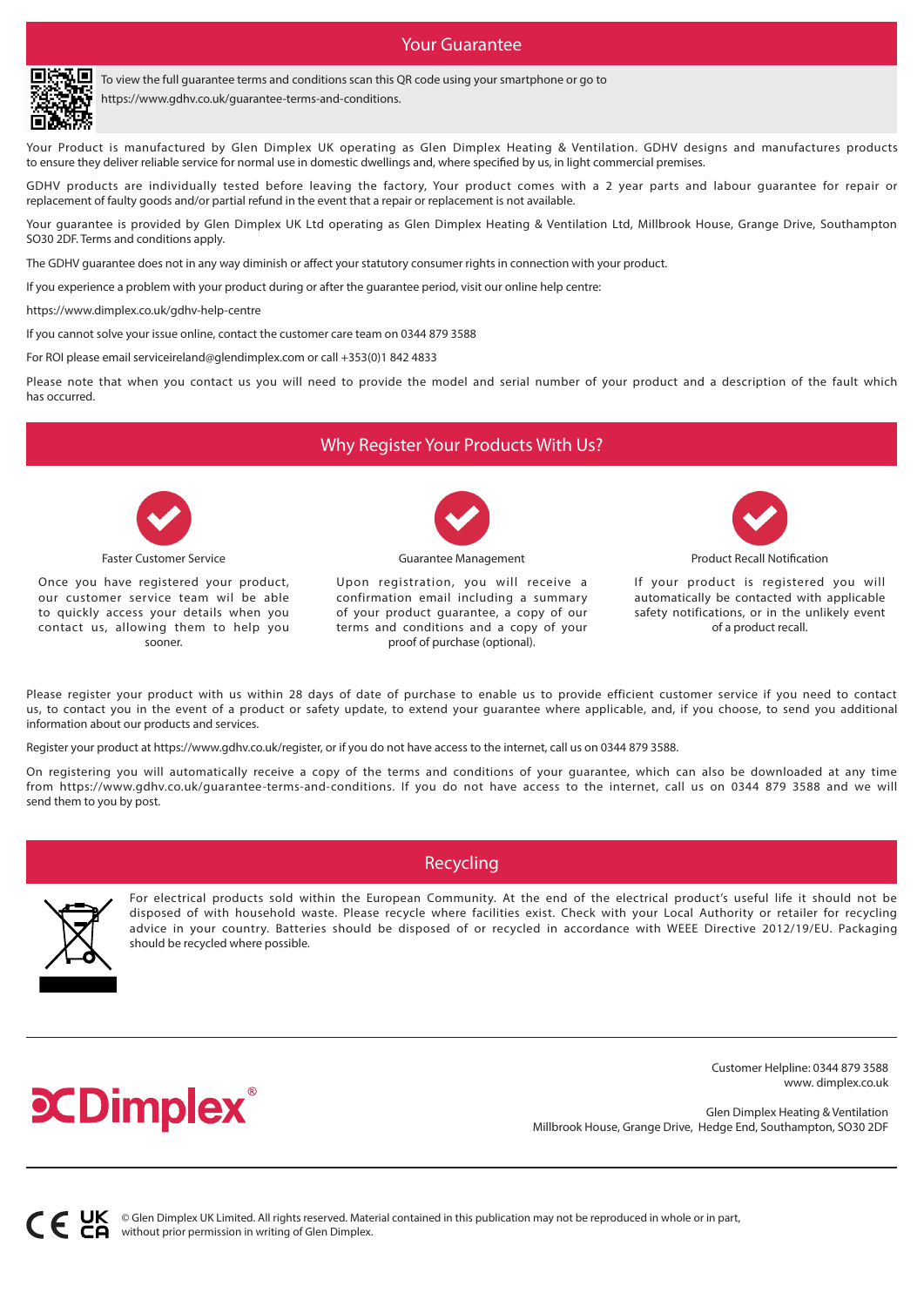## Your Guarantee

To view the full guarantee terms and conditions scan this QR code using your smartphone or go to https://www.gdhv.co.uk/guarantee-terms-and-conditions.

Your Product is manufactured by Glen Dimplex UK operating as Glen Dimplex Heating & Ventilation. GDHV designs and manufactures products to ensure they deliver reliable service for normal use in domestic dwellings and, where specified by us, in light commercial premises.

GDHV products are individually tested before leaving the factory, Your product comes with a 2 year parts and labour guarantee for repair or replacement of faulty goods and/or partial refund in the event that a repair or replacement is not available.

Your guarantee is provided by Glen Dimplex UK Ltd operating as Glen Dimplex Heating & Ventilation Ltd, Millbrook House, Grange Drive, Southampton SO30 2DF. Terms and conditions apply.

The GDHV guarantee does not in any way diminish or affect your statutory consumer rights in connection with your product.

If you experience a problem with your product during or after the guarantee period, visit our online help centre:

https://www.dimplex.co.uk/gdhv-help-centre

If you cannot solve your issue online, contact the customer care team on 0344 879 3588

For ROI please email serviceireland@glendimplex.com or call +353(0)1 842 4833

Please note that when you contact us you will need to provide the model and serial number of your product and a description of the fault which has occurred.

## Why Register Your Products With Us?

**Faster Customer Service**

Once you have registered your product, our customer service team wil be able to quickly access your details when you contact us, allowing them to help you sooner.

**Guarantee Management**

Upon registration, you will receive a confirmation email including a summary of your product guarantee, a copy of our terms and conditions and a copy of your proof of purchase (optional).

**Product Recall Notification**

If your product is registered you will automatically be contacted with applicable safety notifications, or in the unlikely event of a product recall.

Please register your product with us within 28 days of date of purchase to enable us to provide efficient customer service if you need to contact us, to contact you in the event of a product or safety update, to extend your guarantee where applicable, and, if you choose, to send you additional information about our products and services.

Register your product at https://www.gdhv.co.uk/register, or if you do not have access to the internet, call us on 0344 879 3588.

On registering you will automatically receive a copy of the terms and conditions of your guarantee, which can also be downloaded at any time from https://www.gdhv.co.uk/guarantee-terms-and-conditions. If you do not have access to the internet, call us on 0344 879 3588 and we will send them to you by post.

## Recycling

For electrical products sold within the European Community. At the end of the electrical product's useful life it should not be disposed of with household waste. Please recycle where facilities exist. Check with your Local Authority or retailer for recycling advice in your country. Batteries should be disposed of or recycled in accordance with WEEE Directive 2012/19/EU. Packaging should be recycled where possible.

Dimplex®

Customer Helpline: 0344 879 3588
www. dimplex.co.uk

Glen Dimplex Heating & Ventilation
Millbrook House, Grange Drive, Hedge End, Southampton, SO30 2DF

© Glen Dimplex UK Limited. All rights reserved. Material contained in this publication may not be reproduced in whole or in part, without prior permission in writing of Glen Dimplex.